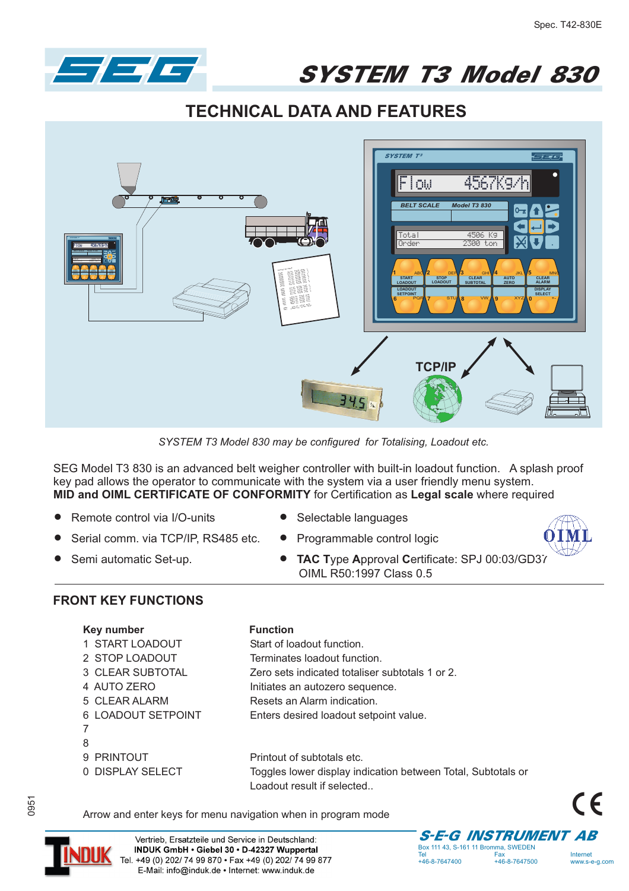Spec. T42-830E

# SYSTEM T3 Model 830

## TECHNICAL DATA AND FEATURES

*SYSTEM T3 Model 830 may be configured for Totalising, Loadout etc.*

SEG Model T3 830 is an advanced belt weigher controller with built-in loadout function. A splash proof key pad allows the operator to communicate with the system via a user friendly menu system.
**MID and OIML CERTIFICATE OF CONFORMITY** for Certification as **Legal scale** where required

- Remote control via I/O-units
- Serial comm. via TCP/IP, RS485 etc.
- Semi automatic Set-up.
- Selectable languages
- Programmable control logic
- **TAC T**ype **A**pproval **C**ertificate: SPJ 00:03/GD37
  OIML R50:1997 Class 0.5

## FRONT KEY FUNCTIONS

| Key number | Function |
|---|---|
| 1 START LOADOUT | Start of loadout function. |
| 2 STOP LOADOUT | Terminates loadout function. |
| 3 CLEAR SUBTOTAL | Zero sets indicated totaliser subtotals 1 or 2. |
| 4 AUTO ZERO | Initiates an autozero sequence. |
| 5 CLEAR ALARM | Resets an Alarm indication. |
| 6 LOADOUT SETPOINT | Enters desired loadout setpoint value. |
| 7 | |
| 8 | |
| 9 PRINTOUT | Printout of subtotals etc. |
| 0 DISPLAY SELECT | Toggles lower display indication between Total, Subtotals or Loadout result if selected.. |

Arrow and enter keys for menu navigation when in program mode

0951

Vertrieb, Ersatzteile und Service in Deutschland:
**INDUK GmbH • Giebel 30 • D-42327 Wuppertal**
Tel. +49 (0) 202/ 74 99 870 • Fax +49 (0) 202/ 74 99 877
E-Mail: info@induk.de • Internet: www.induk.de

**S-E-G INSTRUMENT AB**
Box 111 43, S-161 11 Bromma, SWEDEN
Tel +46-8-7647400 Fax +46-8-7647500 Internet www.s-e-g.com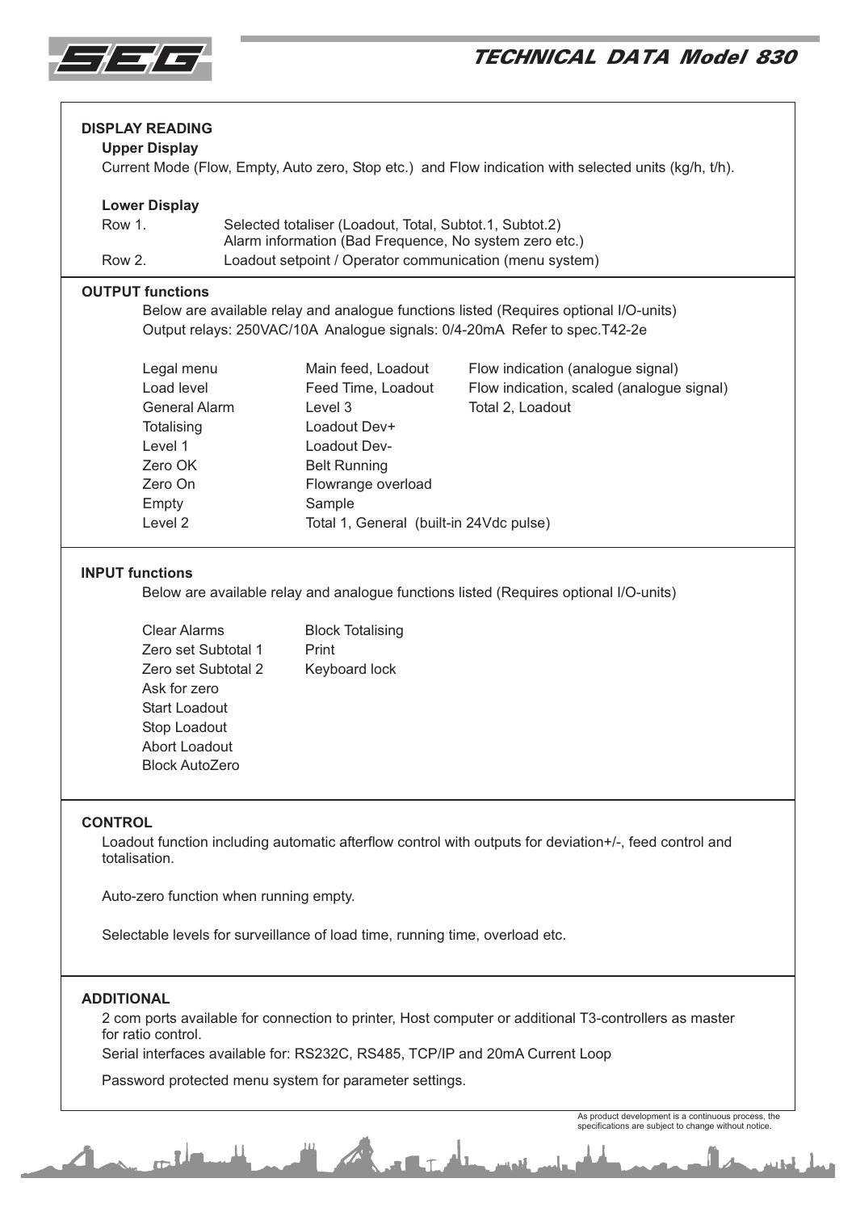## DISPLAY READING

### Upper Display

Current Mode (Flow, Empty, Auto zero, Stop etc.) and Flow indication with selected units (kg/h, t/h).

### Lower Display

| | |
|---|---|
| Row 1. | Selected totaliser (Loadout, Total, Subtot.1, Subtot.2)<br>Alarm information (Bad Frequence, No system zero etc.) |
| Row 2. | Loadout setpoint / Operator communication (menu system) |

## OUTPUT functions

Below are available relay and analogue functions listed (Requires optional I/O-units)
Output relays: 250VAC/10A Analogue signals: 0/4-20mA Refer to spec.T42-2e

| | | |
|---|---|---|
| Legal menu | Main feed, Loadout | Flow indication (analogue signal) |
| Load level | Feed Time, Loadout | Flow indication, scaled (analogue signal) |
| General Alarm | Level 3 | Total 2, Loadout |
| Totalising | Loadout Dev+ | |
| Level 1 | Loadout Dev- | |
| Zero OK | Belt Running | |
| Zero On | Flowrange overload | |
| Empty | Sample | |
| Level 2 | Total 1, General (built-in 24Vdc pulse) | |

## INPUT functions

Below are available relay and analogue functions listed (Requires optional I/O-units)

| | |
|---|---|
| Clear Alarms | Block Totalising |
| Zero set Subtotal 1 | Print |
| Zero set Subtotal 2 | Keyboard lock |
| Ask for zero | |
| Start Loadout | |
| Stop Loadout | |
| Abort Loadout | |
| Block AutoZero | |

## CONTROL

Loadout function including automatic afterflow control with outputs for deviation+/-, feed control and totalisation.

Auto-zero function when running empty.

Selectable levels for surveillance of load time, running time, overload etc.

## ADDITIONAL

2 com ports available for connection to printer, Host computer or additional T3-controllers as master for ratio control.

Serial interfaces available for: RS232C, RS485, TCP/IP and 20mA Current Loop

Password protected menu system for parameter settings.

As product development is a continuous process, the specifications are subject to change without notice.